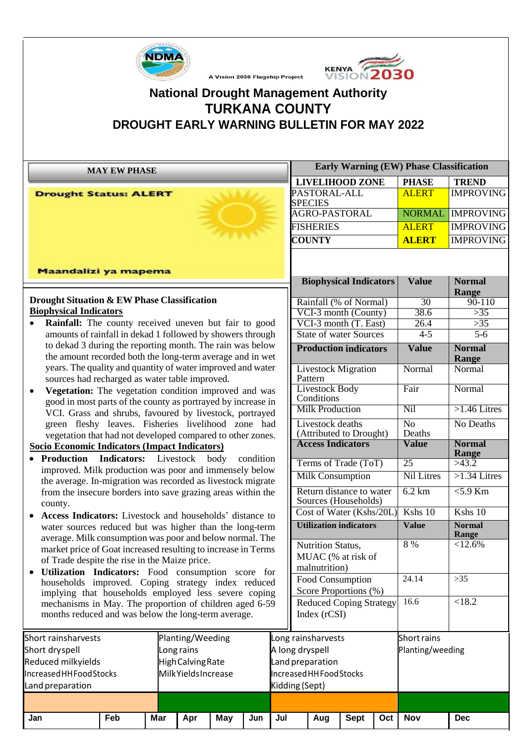A Vision 2030 Flagship Project

# National Drought Management Authority
# TURKANA COUNTY
## DROUGHT EARLY WARNING BULLETIN FOR MAY 2022

**MAY EW PHASE**

**Drought Status: ALERT**

**Maandalizi ya mapema**

| Early Warning (EW) Phase Classification | | |
|---|---|---|
| **LIVELIHOOD ZONE** | **PHASE** | **TREND** |
| PASTORAL-ALL SPECIES | ALERT | IMPROVING |
| AGRO-PASTORAL | NORMAL | IMPROVING |
| FISHERIES | ALERT | IMPROVING |
| **COUNTY** | **ALERT** | IMPROVING |

### Drought Situation & EW Phase Classification

**Biophysical Indicators**

- **Rainfall:** The county received uneven but fair to good amounts of rainfall in dekad 1 followed by showers through to dekad 3 during the reporting month. The rain was below the amount recorded both the long-term average and in wet years. The quality and quantity of water improved and water sources had recharged as water table improved.
- **Vegetation:** The vegetation condition improved and was good in most parts of the county as portrayed by increase in VCI. Grass and shrubs, favoured by livestock, portrayed green fleshy leaves. Fisheries livelihood zone had vegetation that had not developed compared to other zones.

**Socio Economic Indicators (Impact Indicators)**

- **Production Indicators:** Livestock body condition improved. Milk production was poor and immensely below the average. In-migration was recorded as livestock migrate from the insecure borders into save grazing areas within the county.
- **Access Indicators:** Livestock and households' distance to water sources reduced but was higher than the long-term average. Milk consumption was poor and below normal. The market price of Goat increased resulting to increase in Terms of Trade despite the rise in the Maize price.
- **Utilization Indicators:** Food consumption score for households improved. Coping strategy index reduced implying that households employed less severe coping mechanisms in May. The proportion of children aged 6-59 months reduced and was below the long-term average.

| Biophysical Indicators | Value | Normal Range |
|---|---|---|
| Rainfall (% of Normal) | 30 | 90-110 |
| VCI-3 month (County) | 38.6 | >35 |
| VCI-3 month (T. East) | 26.4 | >35 |
| State of water Sources | 4-5 | 5-6 |
| **Production indicators** | **Value** | **Normal Range** |
| Livestock Migration Pattern | Normal | Normal |
| Livestock Body Conditions | Fair | Normal |
| Milk Production | Nil | >1.46 Litres |
| Livestock deaths (Attributed to Drought) | No Deaths | No Deaths |
| **Access Indicators** | **Value** | **Normal Range** |
| Terms of Trade (ToT) | 25 | >43.2 |
| Milk Consumption | Nil Litres | >1.34 Litres |
| Return distance to water Sources (Households) | 6.2 km | <5.9 Km |
| Cost of Water (Kshs/20L) | Kshs 10 | Kshs 10 |
| **Utilization indicators** | **Value** | **Normal Range** |
| Nutrition Status, MUAC (% at risk of malnutrition) | 8 % | <12.6% |
| Food Consumption Score Proportions (%) | 24.14 | >35 |
| Reduced Coping Strategy Index (rCSI) | 16.6 | <18.2 |

| Jan – Feb | Mar – Jun | Jul – Oct | Nov – Dec |
|---|---|---|---|
| Short rainsharvests<br>Short dryspell<br>Reduced milkyields<br>Increased HH Food Stocks<br>Land preparation | Planting/Weeding<br>Long rains<br>High Calving Rate<br>Milk Yields Increase | Long rainsharvests<br>A long dryspell<br>Land preparation<br>Increased HH Food Stocks<br>Kidding (Sept) | Short rains<br>Planting/weeding |

| Jan | Feb | Mar | Apr | May | Jun | Jul | Aug | Sept | Oct | Nov | Dec |
|---|---|---|---|---|---|---|---|---|---|---|---|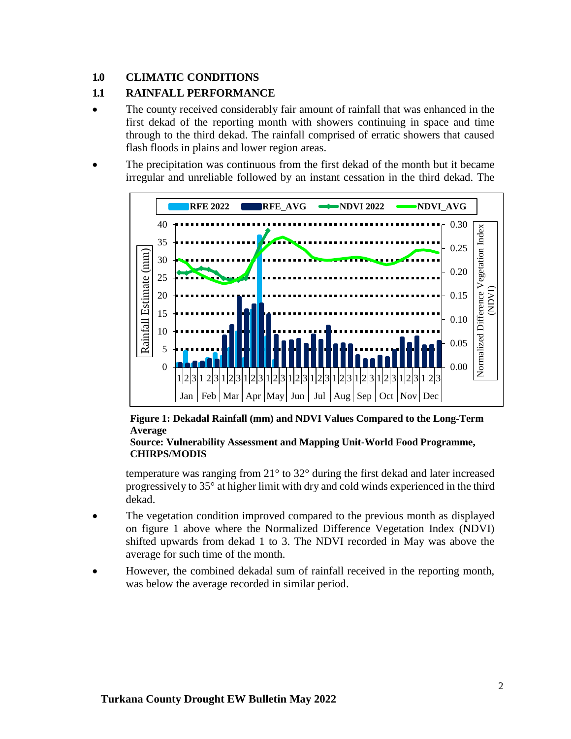## 1.0 CLIMATIC CONDITIONS

### 1.1 RAINFALL PERFORMANCE

- The county received considerably fair amount of rainfall that was enhanced in the first dekad of the reporting month with showers continuing in space and time through to the third dekad. The rainfall comprised of erratic showers that caused flash floods in plains and lower region areas.
- The precipitation was continuous from the first dekad of the month but it became irregular and unreliable followed by an instant cessation in the third dekad. The temperature was ranging from 21° to 32° during the first dekad and later increased progressively to 35° at higher limit with dry and cold winds experienced in the third dekad.

**Figure 1: Dekadal Rainfall (mm) and NDVI Values Compared to the Long-Term Average**
**Source: Vulnerability Assessment and Mapping Unit-World Food Programme, CHIRPS/MODIS**

- The vegetation condition improved compared to the previous month as displayed on figure 1 above where the Normalized Difference Vegetation Index (NDVI) shifted upwards from dekad 1 to 3. The NDVI recorded in May was above the average for such time of the month.
- However, the combined dekadal sum of rainfall received in the reporting month, was below the average recorded in similar period.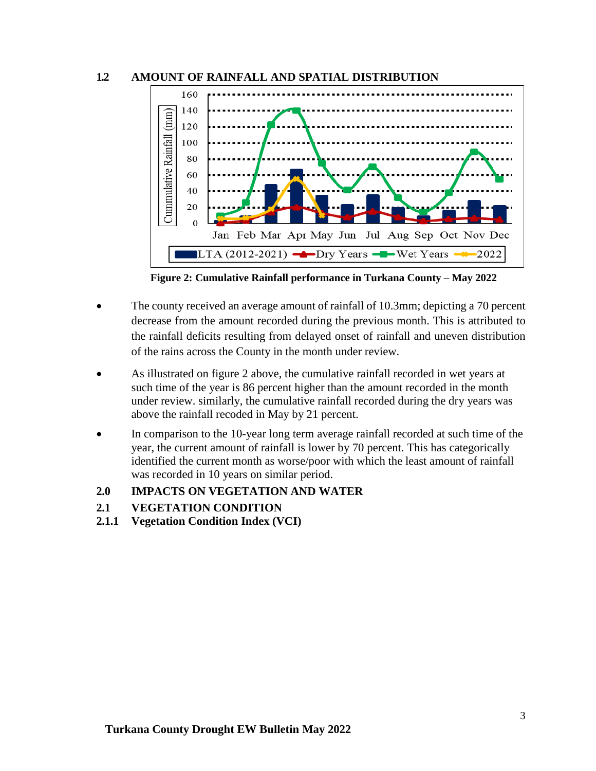## 1.2 AMOUNT OF RAINFALL AND SPATIAL DISTRIBUTION

**Figure 2: Cumulative Rainfall performance in Turkana County – May 2022**

- The county received an average amount of rainfall of 10.3mm; depicting a 70 percent decrease from the amount recorded during the previous month. This is attributed to the rainfall deficits resulting from delayed onset of rainfall and uneven distribution of the rains across the County in the month under review.
- As illustrated on figure 2 above, the cumulative rainfall recorded in wet years at such time of the year is 86 percent higher than the amount recorded in the month under review. similarly, the cumulative rainfall recorded during the dry years was above the rainfall recoded in May by 21 percent.
- In comparison to the 10-year long term average rainfall recorded at such time of the year, the current amount of rainfall is lower by 70 percent. This has categorically identified the current month as worse/poor with which the least amount of rainfall was recorded in 10 years on similar period.

# 2.0 IMPACTS ON VEGETATION AND WATER

## 2.1 VEGETATION CONDITION

### 2.1.1 Vegetation Condition Index (VCI)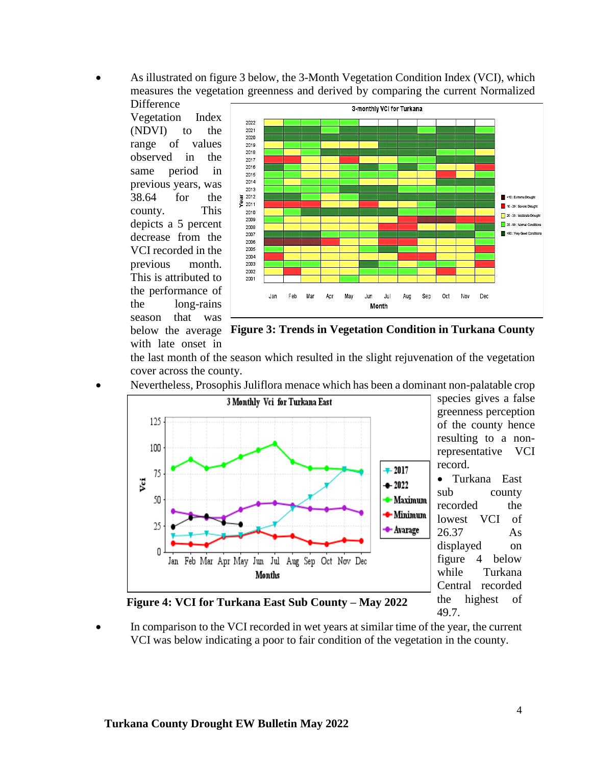- As illustrated on figure 3 below, the 3-Month Vegetation Condition Index (VCI), which measures the vegetation greenness and derived by comparing the current Normalized Difference Vegetation Index (NDVI) to the range of values observed in the same period in previous years, was 38.64 for the county. This depicts a 5 percent decrease from the VCI recorded in the previous month. This is attributed to the performance of the long-rains season that was below the average with late onset in the last month of the season which resulted in the slight rejuvenation of the vegetation cover across the county.

**Figure 3: Trends in Vegetation Condition in Turkana County**

- Nevertheless, Prosophis Juliflora menace which has been a dominant non-palatable crop species gives a false greenness perception of the county hence resulting to a non-representative VCI record.
- Turkana East sub county recorded the lowest VCI of 26.37 As displayed on figure 4 below while Turkana Central recorded the highest of 49.7.

**Figure 4: VCI for Turkana East Sub County – May 2022**

- In comparison to the VCI recorded in wet years at similar time of the year, the current VCI was below indicating a poor to fair condition of the vegetation in the county.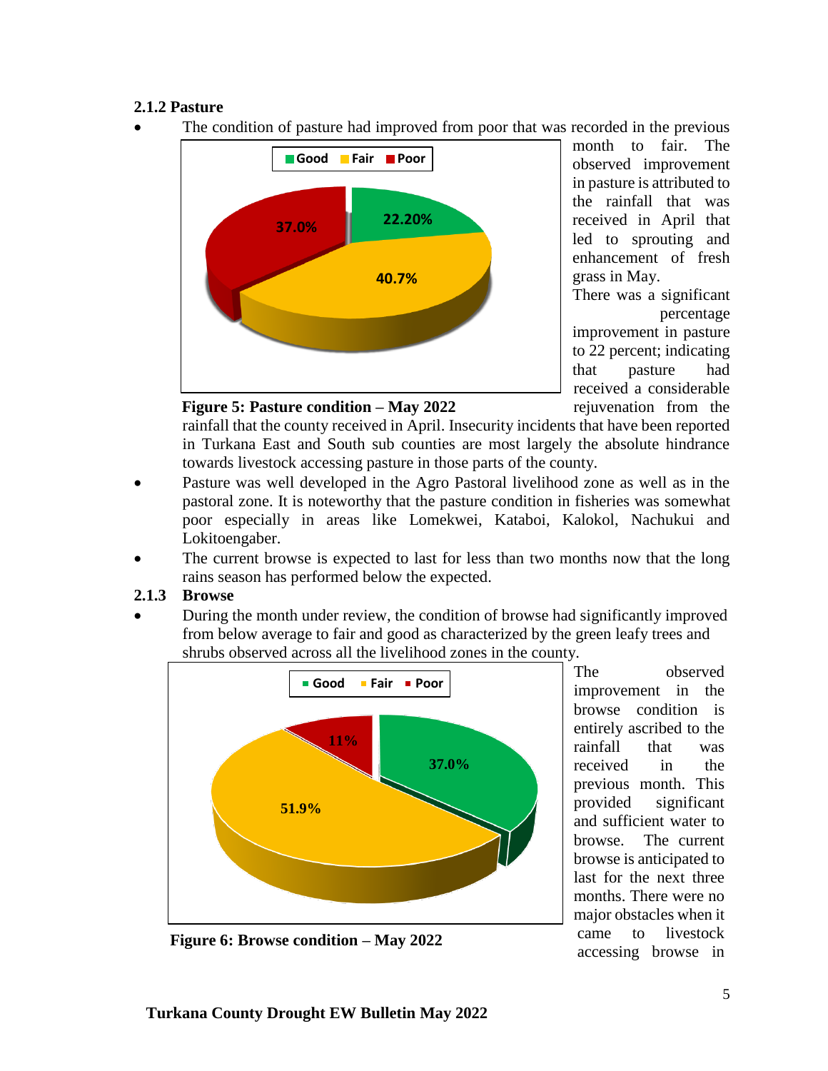### 2.1.2 Pasture

- The condition of pasture had improved from poor that was recorded in the previous month to fair. The observed improvement in pasture is attributed to the rainfall that was received in April that led to sprouting and enhancement of fresh grass in May. There was a significant percentage improvement in pasture to 22 percent; indicating that pasture had received a considerable rejuvenation from the rainfall that the county received in April. Insecurity incidents that have been reported in Turkana East and South sub counties are most largely the absolute hindrance towards livestock accessing pasture in those parts of the county.

**Figure 5: Pasture condition – May 2022**

- Pasture was well developed in the Agro Pastoral livelihood zone as well as in the pastoral zone. It is noteworthy that the pasture condition in fisheries was somewhat poor especially in areas like Lomekwei, Kataboi, Kalokol, Nachukui and Lokitoengaber.
- The current browse is expected to last for less than two months now that the long rains season has performed below the expected.

### 2.1.3 Browse

- During the month under review, the condition of browse had significantly improved from below average to fair and good as characterized by the green leafy trees and shrubs observed across all the livelihood zones in the county.

The observed improvement in the browse condition is entirely ascribed to the rainfall that was received in the previous month. This provided significant and sufficient water to browse. The current browse is anticipated to last for the next three months. There were no major obstacles when it came to livestock accessing browse in

**Figure 6: Browse condition – May 2022**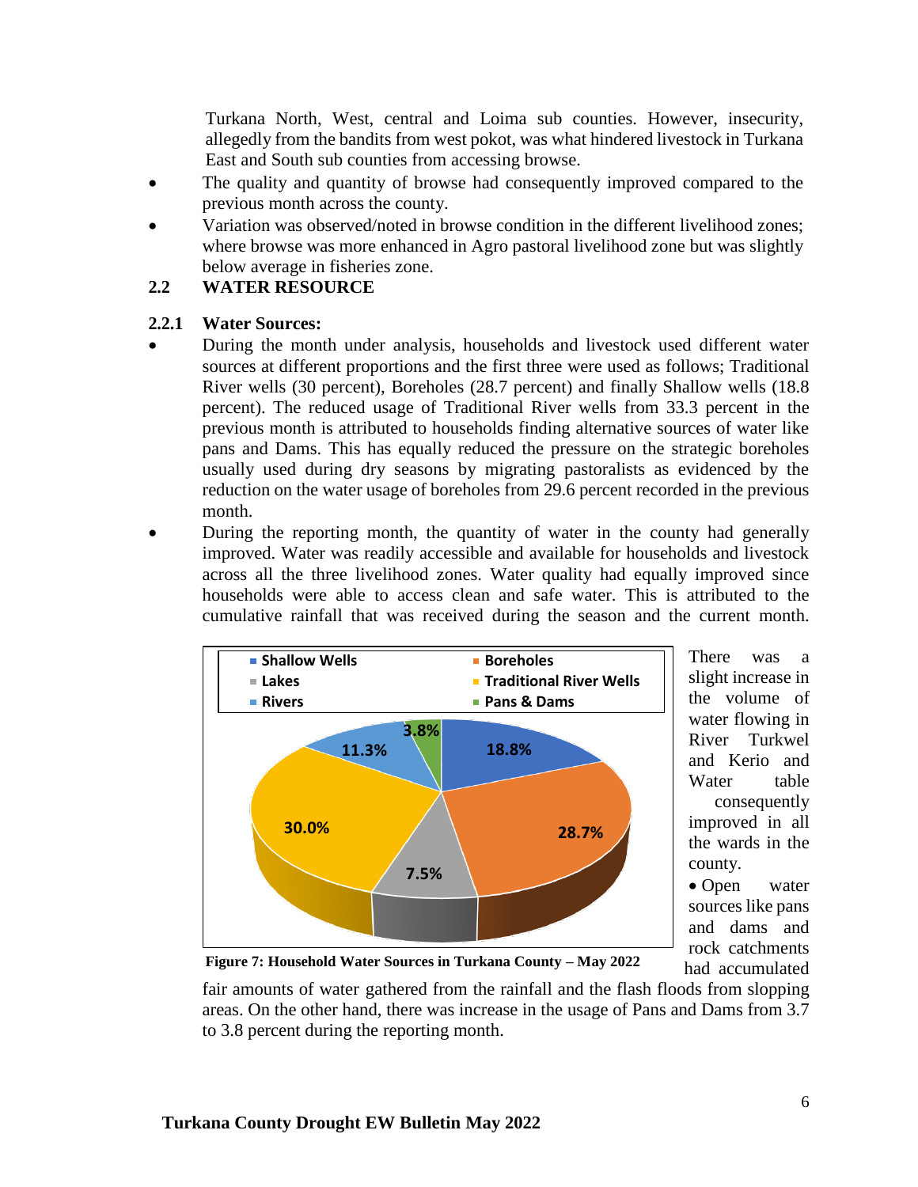Turkana North, West, central and Loima sub counties. However, insecurity, allegedly from the bandits from west pokot, was what hindered livestock in Turkana East and South sub counties from accessing browse.

- The quality and quantity of browse had consequently improved compared to the previous month across the county.
- Variation was observed/noted in browse condition in the different livelihood zones; where browse was more enhanced in Agro pastoral livelihood zone but was slightly below average in fisheries zone.

## 2.2 WATER RESOURCE

### 2.2.1 Water Sources:

- During the month under analysis, households and livestock used different water sources at different proportions and the first three were used as follows; Traditional River wells (30 percent), Boreholes (28.7 percent) and finally Shallow wells (18.8 percent). The reduced usage of Traditional River wells from 33.3 percent in the previous month is attributed to households finding alternative sources of water like pans and Dams. This has equally reduced the pressure on the strategic boreholes usually used during dry seasons by migrating pastoralists as evidenced by the reduction on the water usage of boreholes from 29.6 percent recorded in the previous month.
- During the reporting month, the quantity of water in the county had generally improved. Water was readily accessible and available for households and livestock across all the three livelihood zones. Water quality had equally improved since households were able to access clean and safe water. This is attributed to the cumulative rainfall that was received during the season and the current month. There was a slight increase in the volume of water flowing in River Turkwel and Kerio and Water table consequently improved in all the wards in the county.
- Open water sources like pans and dams and rock catchments had accumulated fair amounts of water gathered from the rainfall and the flash floods from slopping areas. On the other hand, there was increase in the usage of Pans and Dams from 3.7 to 3.8 percent during the reporting month.

| Water Source | Percentage |
|---|---|
| Shallow Wells | 18.8% |
| Boreholes | 28.7% |
| Lakes | 7.5% |
| Traditional River Wells | 30.0% |
| Rivers | 11.3% |
| Pans & Dams | 3.8% |

**Figure 7: Household Water Sources in Turkana County – May 2022**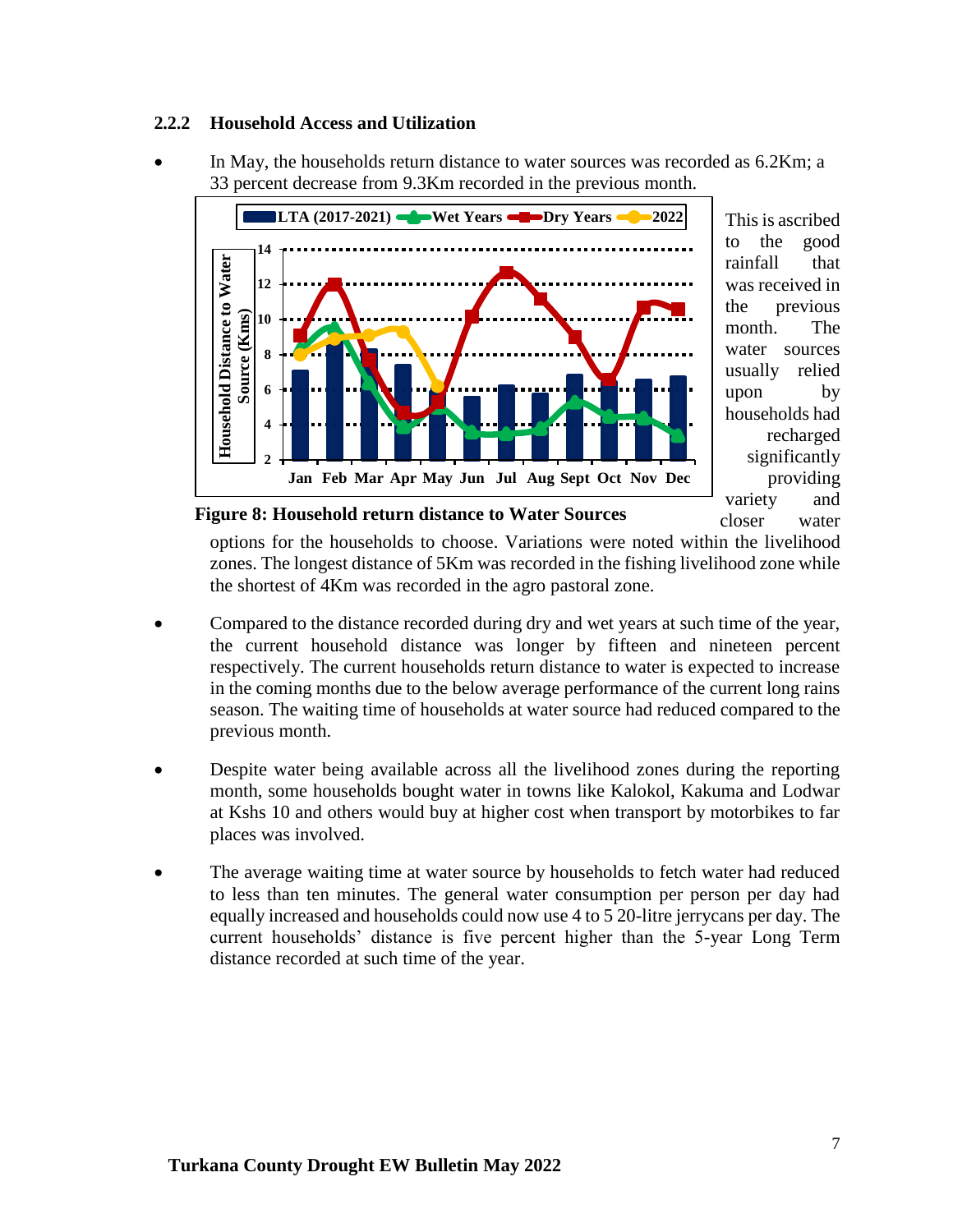### 2.2.2 Household Access and Utilization

- In May, the households return distance to water sources was recorded as 6.2Km; a 33 percent decrease from 9.3Km recorded in the previous month. This is ascribed to the good rainfall that was received in the previous month. The water sources usually relied upon by households had recharged significantly providing variety and closer water options for the households to choose. Variations were noted within the livelihood zones. The longest distance of 5Km was recorded in the fishing livelihood zone while the shortest of 4Km was recorded in the agro pastoral zone.

**Figure 8: Household return distance to Water Sources**

- Compared to the distance recorded during dry and wet years at such time of the year, the current household distance was longer by fifteen and nineteen percent respectively. The current households return distance to water is expected to increase in the coming months due to the below average performance of the current long rains season. The waiting time of households at water source had reduced compared to the previous month.

- Despite water being available across all the livelihood zones during the reporting month, some households bought water in towns like Kalokol, Kakuma and Lodwar at Kshs 10 and others would buy at higher cost when transport by motorbikes to far places was involved.

- The average waiting time at water source by households to fetch water had reduced to less than ten minutes. The general water consumption per person per day had equally increased and households could now use 4 to 5 20-litre jerrycans per day. The current households' distance is five percent higher than the 5-year Long Term distance recorded at such time of the year.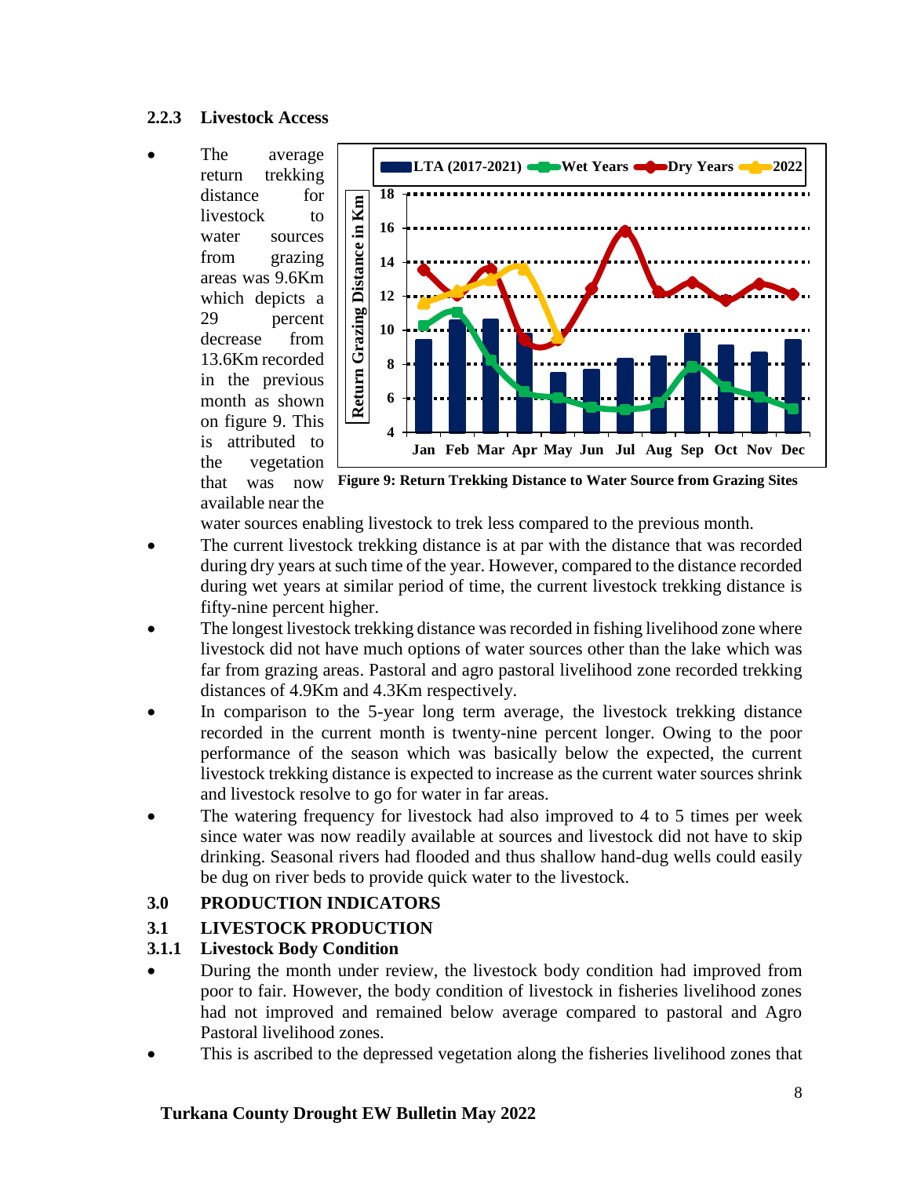### 2.2.3 Livestock Access

- The average return trekking distance for livestock to water sources from grazing areas was 9.6Km which depicts a 29 percent decrease from 13.6Km recorded in the previous month as shown on figure 9. This is attributed to the vegetation that was now available near the water sources enabling livestock to trek less compared to the previous month.

**Figure 9: Return Trekking Distance to Water Source from Grazing Sites**

- The current livestock trekking distance is at par with the distance that was recorded during dry years at such time of the year. However, compared to the distance recorded during wet years at similar period of time, the current livestock trekking distance is fifty-nine percent higher.
- The longest livestock trekking distance was recorded in fishing livelihood zone where livestock did not have much options of water sources other than the lake which was far from grazing areas. Pastoral and agro pastoral livelihood zone recorded trekking distances of 4.9Km and 4.3Km respectively.
- In comparison to the 5-year long term average, the livestock trekking distance recorded in the current month is twenty-nine percent longer. Owing to the poor performance of the season which was basically below the expected, the current livestock trekking distance is expected to increase as the current water sources shrink and livestock resolve to go for water in far areas.
- The watering frequency for livestock had also improved to 4 to 5 times per week since water was now readily available at sources and livestock did not have to skip drinking. Seasonal rivers had flooded and thus shallow hand-dug wells could easily be dug on river beds to provide quick water to the livestock.

# 3.0 PRODUCTION INDICATORS

## 3.1 LIVESTOCK PRODUCTION

### 3.1.1 Livestock Body Condition

- During the month under review, the livestock body condition had improved from poor to fair. However, the body condition of livestock in fisheries livelihood zones had not improved and remained below average compared to pastoral and Agro Pastoral livelihood zones.
- This is ascribed to the depressed vegetation along the fisheries livelihood zones that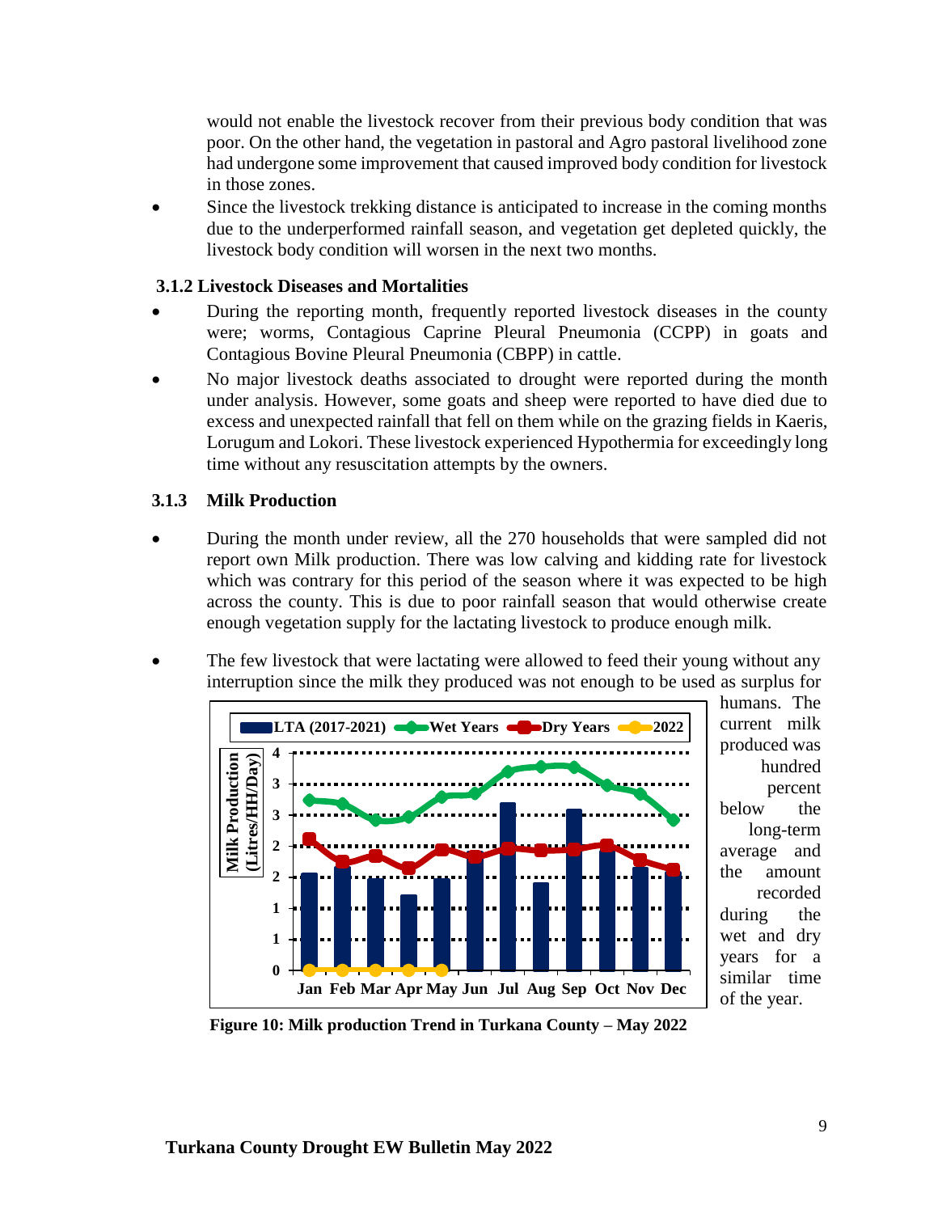would not enable the livestock recover from their previous body condition that was poor. On the other hand, the vegetation in pastoral and Agro pastoral livelihood zone had undergone some improvement that caused improved body condition for livestock in those zones.

- Since the livestock trekking distance is anticipated to increase in the coming months due to the underperformed rainfall season, and vegetation get depleted quickly, the livestock body condition will worsen in the next two months.

### 3.1.2 Livestock Diseases and Mortalities

- During the reporting month, frequently reported livestock diseases in the county were; worms, Contagious Caprine Pleural Pneumonia (CCPP) in goats and Contagious Bovine Pleural Pneumonia (CBPP) in cattle.
- No major livestock deaths associated to drought were reported during the month under analysis. However, some goats and sheep were reported to have died due to excess and unexpected rainfall that fell on them while on the grazing fields in Kaeris, Lorugum and Lokori. These livestock experienced Hypothermia for exceedingly long time without any resuscitation attempts by the owners.

### 3.1.3 Milk Production

- During the month under review, all the 270 households that were sampled did not report own Milk production. There was low calving and kidding rate for livestock which was contrary for this period of the season where it was expected to be high across the county. This is due to poor rainfall season that would otherwise create enough vegetation supply for the lactating livestock to produce enough milk.
- The few livestock that were lactating were allowed to feed their young without any interruption since the milk they produced was not enough to be used as surplus for humans. The current milk produced was hundred percent below the long-term average and the amount recorded during the wet and dry years for a similar time of the year.

**Figure 10: Milk production Trend in Turkana County – May 2022**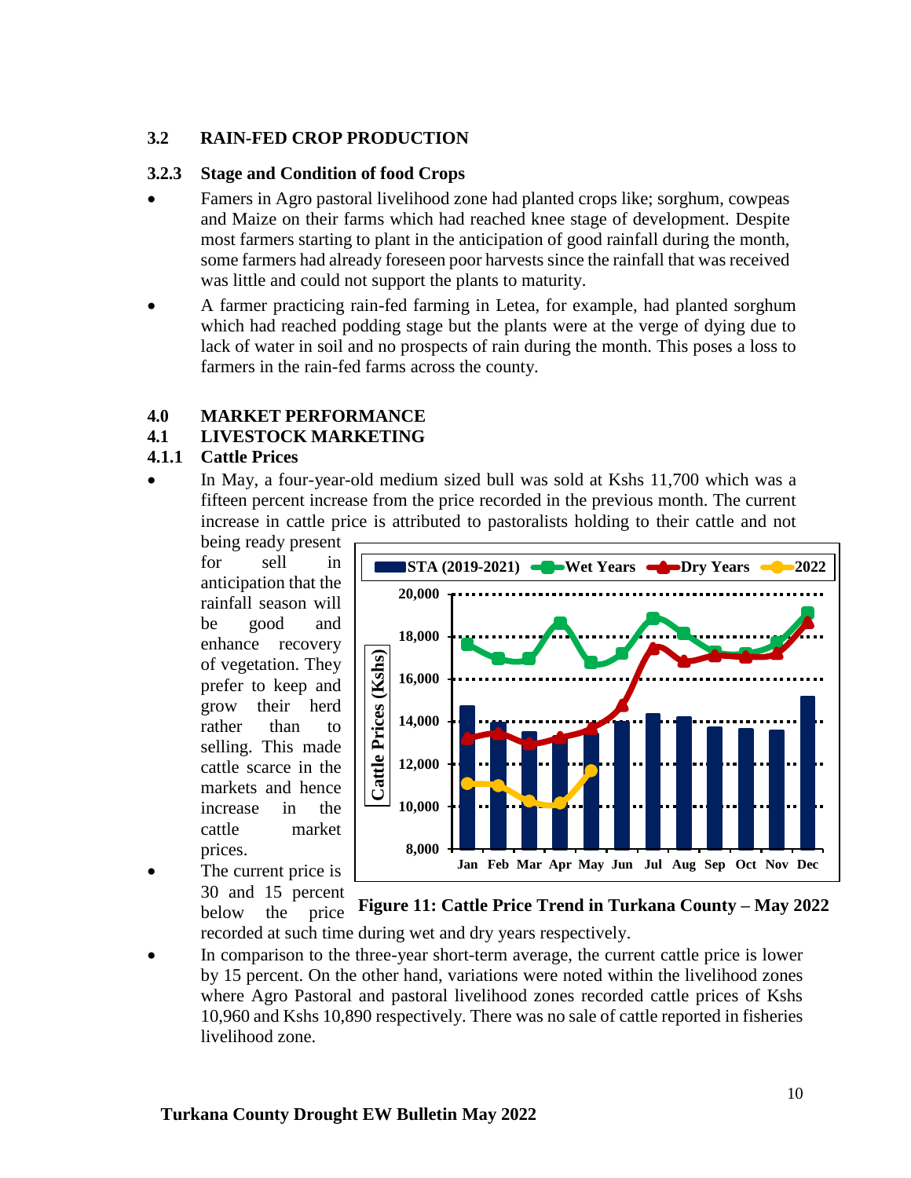### 3.2 RAIN-FED CROP PRODUCTION

#### 3.2.3 Stage and Condition of food Crops

- Famers in Agro pastoral livelihood zone had planted crops like; sorghum, cowpeas and Maize on their farms which had reached knee stage of development. Despite most farmers starting to plant in the anticipation of good rainfall during the month, some farmers had already foreseen poor harvests since the rainfall that was received was little and could not support the plants to maturity.
- A farmer practicing rain-fed farming in Letea, for example, had planted sorghum which had reached podding stage but the plants were at the verge of dying due to lack of water in soil and no prospects of rain during the month. This poses a loss to farmers in the rain-fed farms across the county.

## 4.0 MARKET PERFORMANCE

### 4.1 LIVESTOCK MARKETING

#### 4.1.1 Cattle Prices

- In May, a four-year-old medium sized bull was sold at Kshs 11,700 which was a fifteen percent increase from the price recorded in the previous month. The current increase in cattle price is attributed to pastoralists holding to their cattle and not being ready present for sell in anticipation that the rainfall season will be good and enhance recovery of vegetation. They prefer to keep and grow their herd rather than to selling. This made cattle scarce in the markets and hence increase in the cattle market prices.
- The current price is 30 and 15 percent below the price recorded at such time during wet and dry years respectively.

**Figure 11: Cattle Price Trend in Turkana County – May 2022**

- In comparison to the three-year short-term average, the current cattle price is lower by 15 percent. On the other hand, variations were noted within the livelihood zones where Agro Pastoral and pastoral livelihood zones recorded cattle prices of Kshs 10,960 and Kshs 10,890 respectively. There was no sale of cattle reported in fisheries livelihood zone.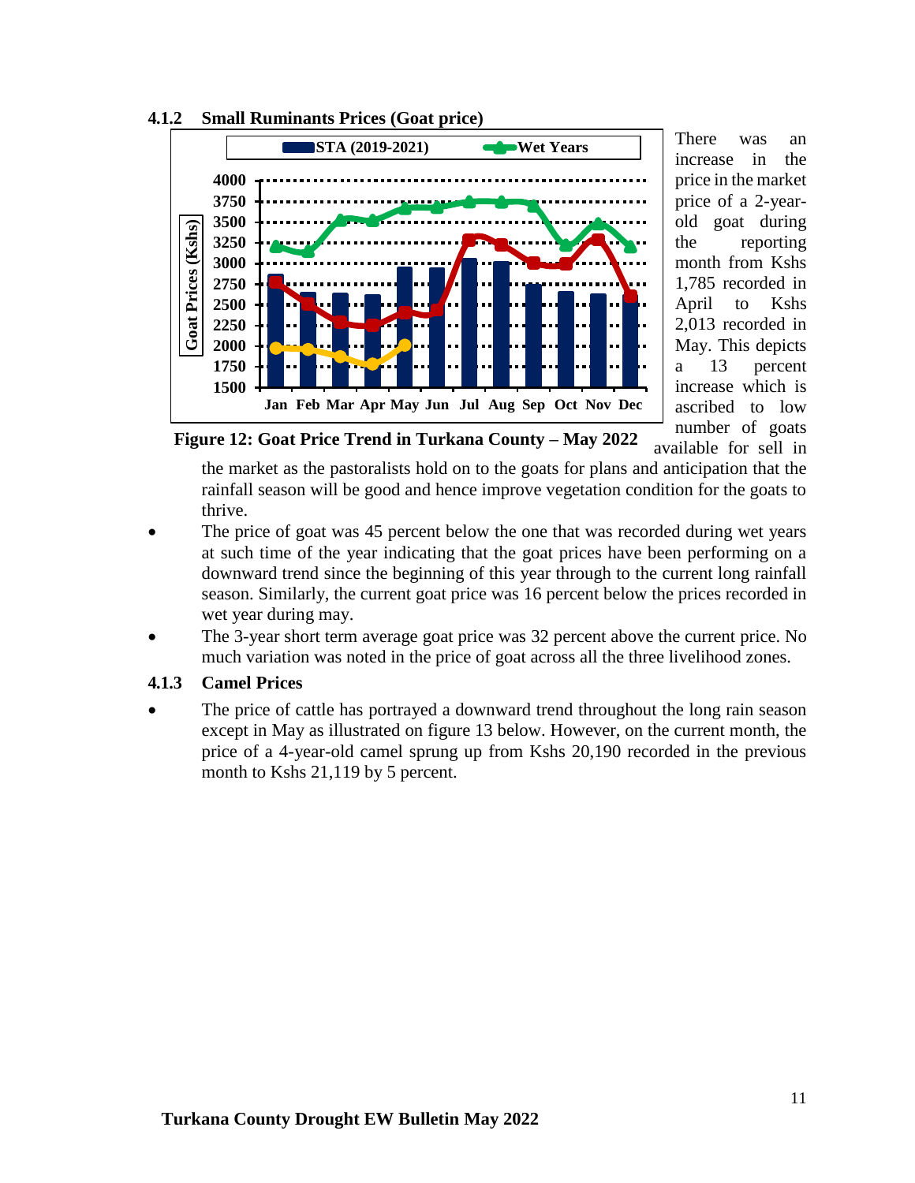### 4.1.2 Small Ruminants Prices (Goat price)

Figure 12: Goat Price Trend in Turkana County – May 2022

There was an increase in the price in the market price of a 2-year-old goat during the reporting month from Kshs 1,785 recorded in April to Kshs 2,013 recorded in May. This depicts a 13 percent increase which is ascribed to low number of goats available for sell in the market as the pastoralists hold on to the goats for plans and anticipation that the rainfall season will be good and hence improve vegetation condition for the goats to thrive.

- The price of goat was 45 percent below the one that was recorded during wet years at such time of the year indicating that the goat prices have been performing on a downward trend since the beginning of this year through to the current long rainfall season. Similarly, the current goat price was 16 percent below the prices recorded in wet year during may.
- The 3-year short term average goat price was 32 percent above the current price. No much variation was noted in the price of goat across all the three livelihood zones.

### 4.1.3 Camel Prices

- The price of cattle has portrayed a downward trend throughout the long rain season except in May as illustrated on figure 13 below. However, on the current month, the price of a 4-year-old camel sprung up from Kshs 20,190 recorded in the previous month to Kshs 21,119 by 5 percent.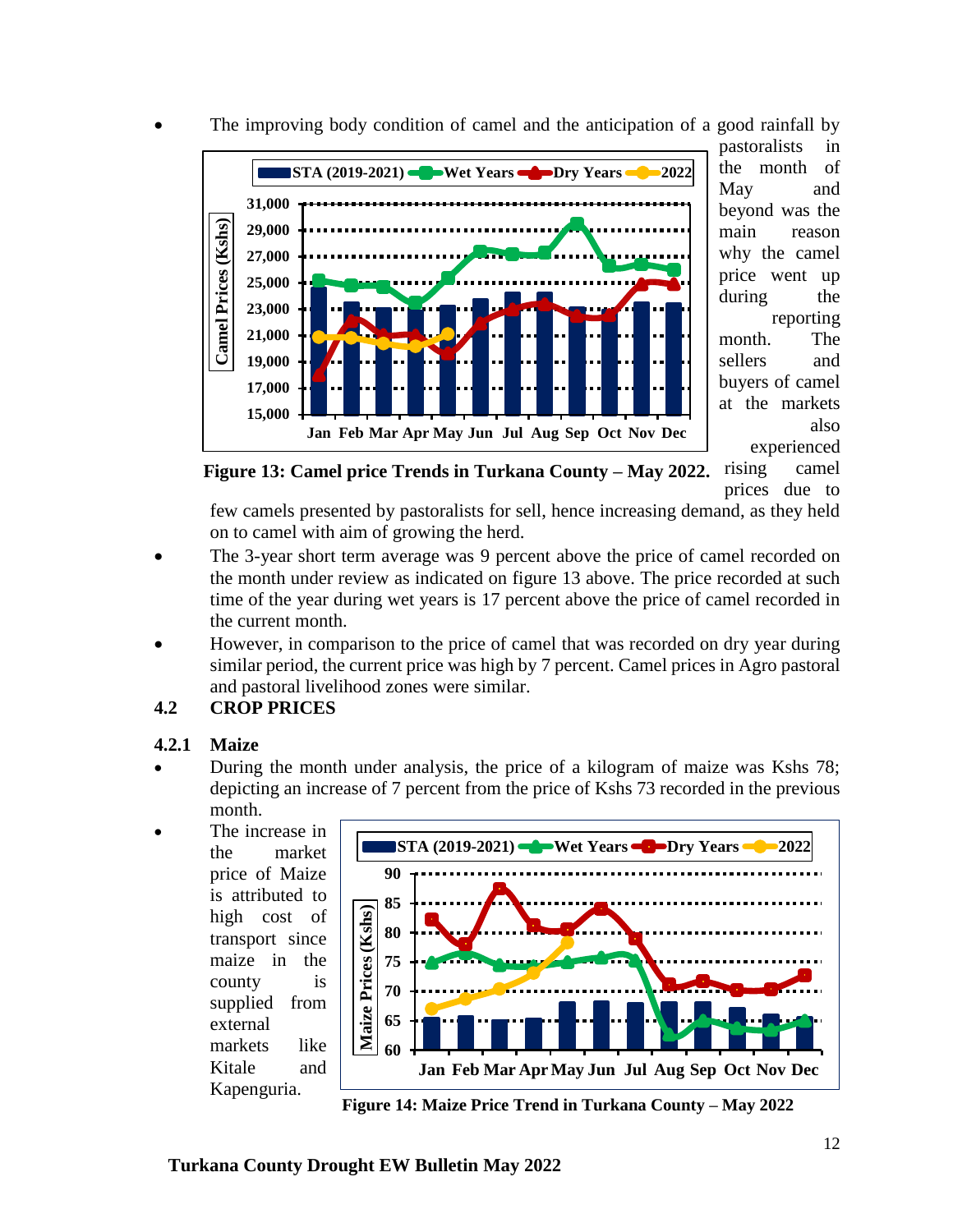- The improving body condition of camel and the anticipation of a good rainfall by pastoralists in the month of May and beyond was the main reason why the camel price went up during the reporting month. The sellers and buyers of camel at the markets also experienced rising camel prices due to few camels presented by pastoralists for sell, hence increasing demand, as they held on to camel with aim of growing the herd.

**Figure 13: Camel price Trends in Turkana County – May 2022.**

- The 3-year short term average was 9 percent above the price of camel recorded on the month under review as indicated on figure 13 above. The price recorded at such time of the year during wet years is 17 percent above the price of camel recorded in the current month.
- However, in comparison to the price of camel that was recorded on dry year during similar period, the current price was high by 7 percent. Camel prices in Agro pastoral and pastoral livelihood zones were similar.

## 4.2 CROP PRICES

### 4.2.1 Maize

- During the month under analysis, the price of a kilogram of maize was Kshs 78; depicting an increase of 7 percent from the price of Kshs 73 recorded in the previous month.
- The increase in the market price of Maize is attributed to high cost of transport since maize in the county is supplied from external markets like Kitale and Kapenguria.

**Figure 14: Maize Price Trend in Turkana County – May 2022**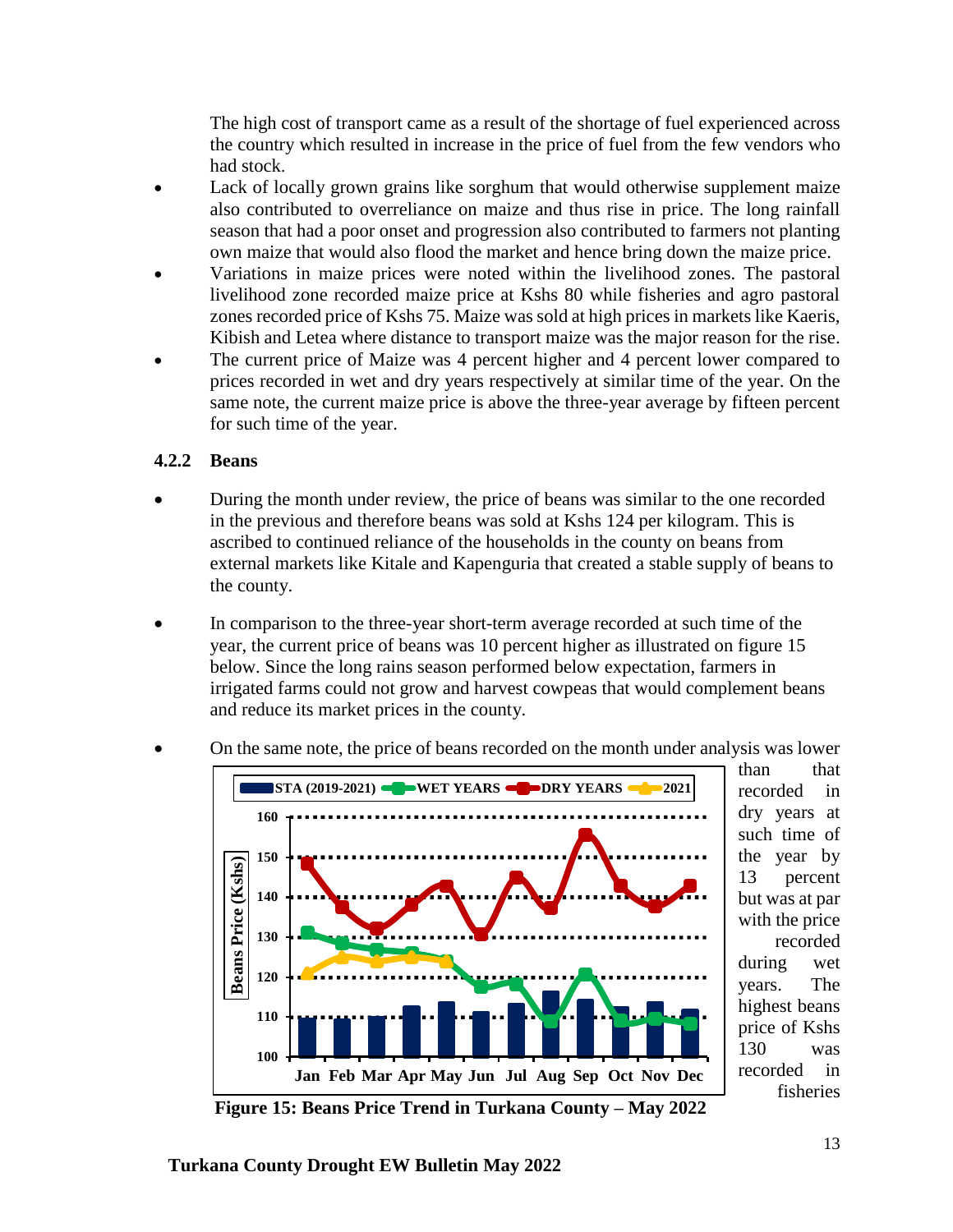The high cost of transport came as a result of the shortage of fuel experienced across the country which resulted in increase in the price of fuel from the few vendors who had stock.

- Lack of locally grown grains like sorghum that would otherwise supplement maize also contributed to overreliance on maize and thus rise in price. The long rainfall season that had a poor onset and progression also contributed to farmers not planting own maize that would also flood the market and hence bring down the maize price.
- Variations in maize prices were noted within the livelihood zones. The pastoral livelihood zone recorded maize price at Kshs 80 while fisheries and agro pastoral zones recorded price of Kshs 75. Maize was sold at high prices in markets like Kaeris, Kibish and Letea where distance to transport maize was the major reason for the rise.
- The current price of Maize was 4 percent higher and 4 percent lower compared to prices recorded in wet and dry years respectively at similar time of the year. On the same note, the current maize price is above the three-year average by fifteen percent for such time of the year.

### 4.2.2 Beans

- During the month under review, the price of beans was similar to the one recorded in the previous and therefore beans was sold at Kshs 124 per kilogram. This is ascribed to continued reliance of the households in the county on beans from external markets like Kitale and Kapenguria that created a stable supply of beans to the county.
- In comparison to the three-year short-term average recorded at such time of the year, the current price of beans was 10 percent higher as illustrated on figure 15 below. Since the long rains season performed below expectation, farmers in irrigated farms could not grow and harvest cowpeas that would complement beans and reduce its market prices in the county.
- On the same note, the price of beans recorded on the month under analysis was lower than that recorded in dry years at such time of the year by 13 percent but was at par with the price recorded during wet years. The highest beans price of Kshs 130 was recorded in fisheries

Figure 15: Beans Price Trend in Turkana County – May 2022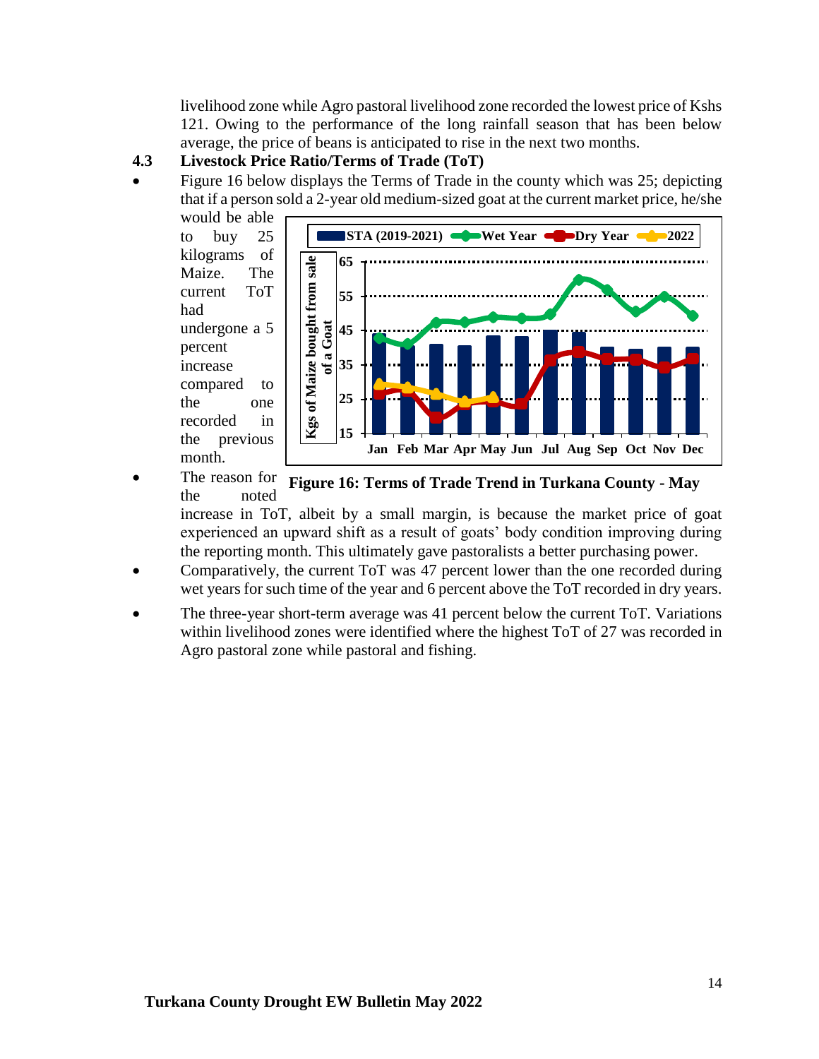livelihood zone while Agro pastoral livelihood zone recorded the lowest price of Kshs 121. Owing to the performance of the long rainfall season that has been below average, the price of beans is anticipated to rise in the next two months.

### 4.3 Livestock Price Ratio/Terms of Trade (ToT)

- Figure 16 below displays the Terms of Trade in the county which was 25; depicting that if a person sold a 2-year old medium-sized goat at the current market price, he/she would be able to buy 25 kilograms of Maize. The current ToT had undergone a 5 percent increase compared to the one recorded in the previous month.
- The reason for the noted increase in ToT, albeit by a small margin, is because the market price of goat experienced an upward shift as a result of goats' body condition improving during the reporting month. This ultimately gave pastoralists a better purchasing power.
- Comparatively, the current ToT was 47 percent lower than the one recorded during wet years for such time of the year and 6 percent above the ToT recorded in dry years.
- The three-year short-term average was 41 percent below the current ToT. Variations within livelihood zones were identified where the highest ToT of 27 was recorded in Agro pastoral zone while pastoral and fishing.

**Figure 16: Terms of Trade Trend in Turkana County - May**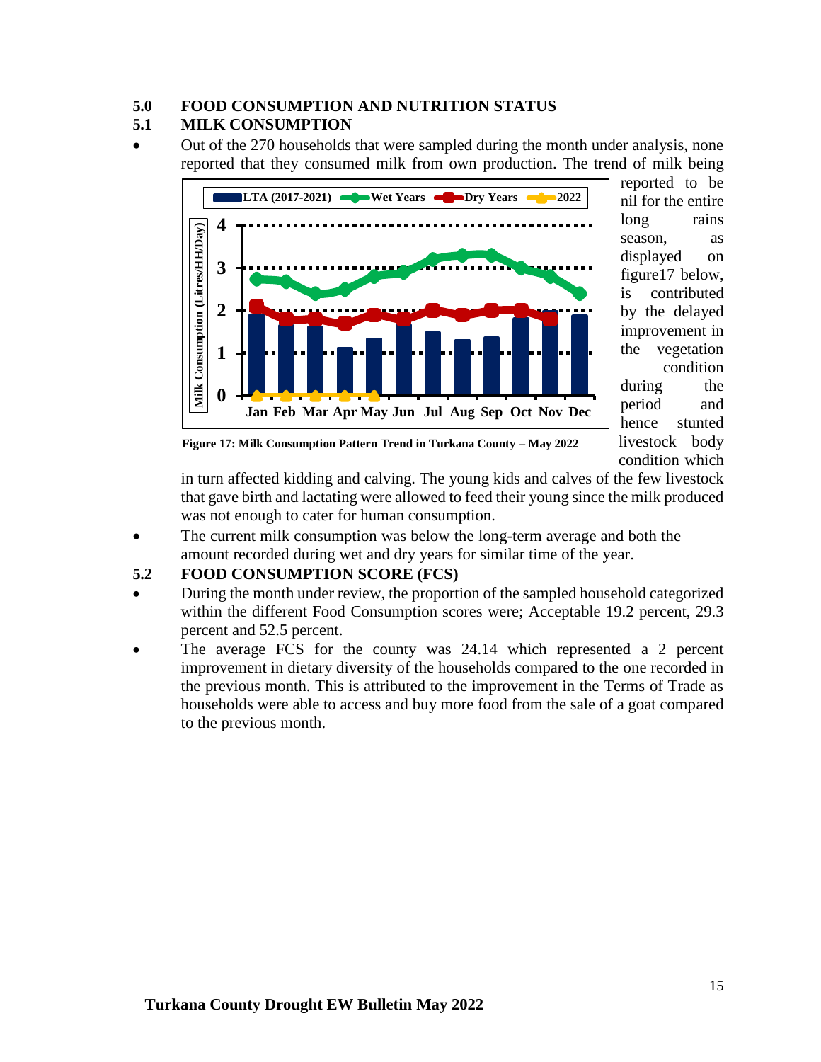## 5.0 FOOD CONSUMPTION AND NUTRITION STATUS

### 5.1 MILK CONSUMPTION

- Out of the 270 households that were sampled during the month under analysis, none reported that they consumed milk from own production. The trend of milk being reported to be nil for the entire long rains season, as displayed on figure17 below, is contributed by the delayed improvement in the vegetation condition during the period and hence stunted livestock body condition which in turn affected kidding and calving. The young kids and calves of the few livestock that gave birth and lactating were allowed to feed their young since the milk produced was not enough to cater for human consumption.

**Figure 17: Milk Consumption Pattern Trend in Turkana County – May 2022**

- The current milk consumption was below the long-term average and both the amount recorded during wet and dry years for similar time of the year.

### 5.2 FOOD CONSUMPTION SCORE (FCS)

- During the month under review, the proportion of the sampled household categorized within the different Food Consumption scores were; Acceptable 19.2 percent, 29.3 percent and 52.5 percent.
- The average FCS for the county was 24.14 which represented a 2 percent improvement in dietary diversity of the households compared to the one recorded in the previous month. This is attributed to the improvement in the Terms of Trade as households were able to access and buy more food from the sale of a goat compared to the previous month.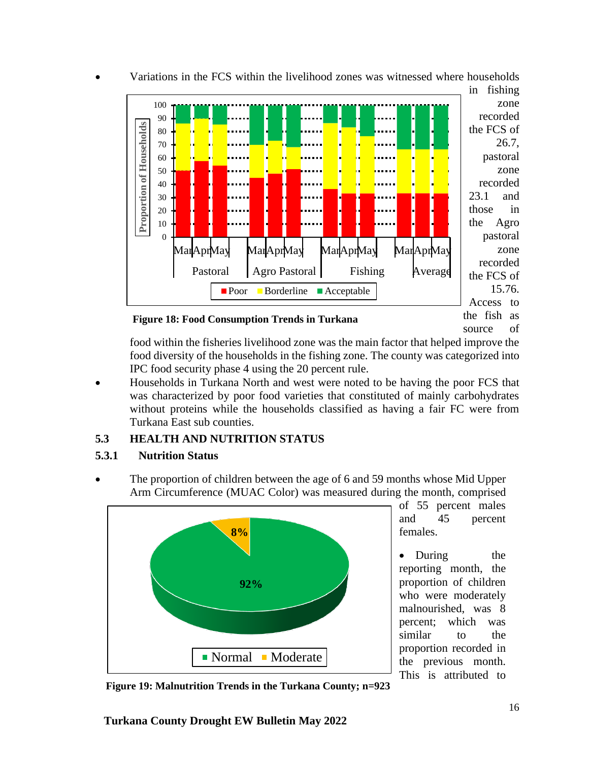- Variations in the FCS within the livelihood zones was witnessed where households in fishing zone recorded the FCS of 26.7, pastoral zone recorded 23.1 and those in the Agro pastoral zone recorded the FCS of 15.76. Access to the fish as source of food within the fisheries livelihood zone was the main factor that helped improve the food diversity of the households in the fishing zone. The county was categorized into IPC food security phase 4 using the 20 percent rule.

**Figure 18: Food Consumption Trends in Turkana**

- Households in Turkana North and west were noted to be having the poor FCS that was characterized by poor food varieties that constituted of mainly carbohydrates without proteins while the households classified as having a fair FC were from Turkana East sub counties.

## 5.3 HEALTH AND NUTRITION STATUS

### 5.3.1 Nutrition Status

- The proportion of children between the age of 6 and 59 months whose Mid Upper Arm Circumference (MUAC Color) was measured during the month, comprised of 55 percent males and 45 percent females.

- During the reporting month, the proportion of children who were moderately malnourished, was 8 percent; which was similar to the proportion recorded in the previous month. This is attributed to

**Figure 19: Malnutrition Trends in the Turkana County; n=923**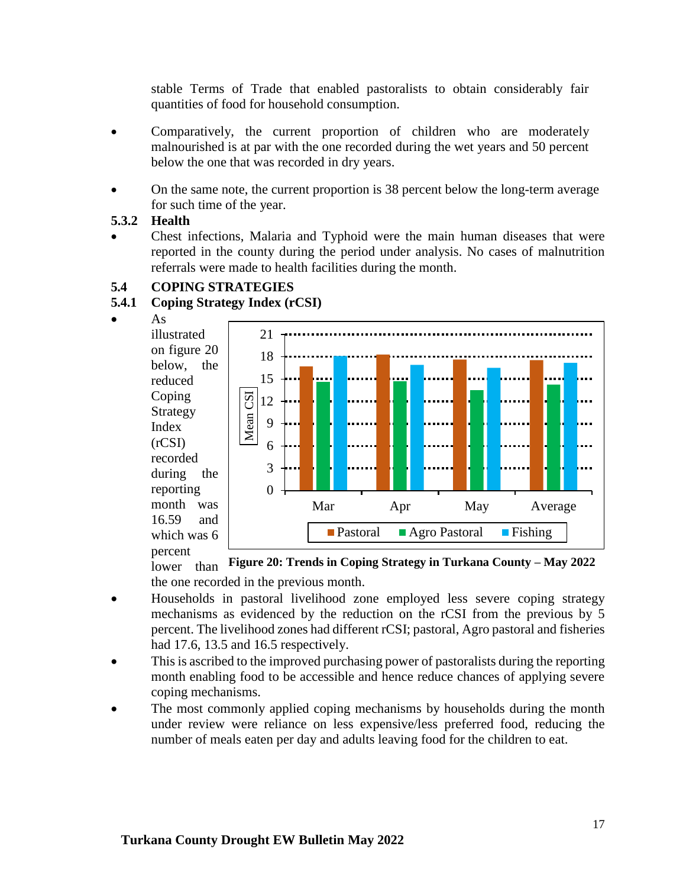stable Terms of Trade that enabled pastoralists to obtain considerably fair quantities of food for household consumption.

- Comparatively, the current proportion of children who are moderately malnourished is at par with the one recorded during the wet years and 50 percent below the one that was recorded in dry years.
- On the same note, the current proportion is 38 percent below the long-term average for such time of the year.

### 5.3.2 Health

- Chest infections, Malaria and Typhoid were the main human diseases that were reported in the county during the period under analysis. No cases of malnutrition referrals were made to health facilities during the month.

## 5.4 COPING STRATEGIES

### 5.4.1 Coping Strategy Index (rCSI)

- As illustrated on figure 20 below, the reduced Coping Strategy Index (rCSI) recorded during the reporting month was 16.59 and which was 6 percent lower than the one recorded in the previous month.

**Figure 20: Trends in Coping Strategy in Turkana County – May 2022**

- Households in pastoral livelihood zone employed less severe coping strategy mechanisms as evidenced by the reduction on the rCSI from the previous by 5 percent. The livelihood zones had different rCSI; pastoral, Agro pastoral and fisheries had 17.6, 13.5 and 16.5 respectively.
- This is ascribed to the improved purchasing power of pastoralists during the reporting month enabling food to be accessible and hence reduce chances of applying severe coping mechanisms.
- The most commonly applied coping mechanisms by households during the month under review were reliance on less expensive/less preferred food, reducing the number of meals eaten per day and adults leaving food for the children to eat.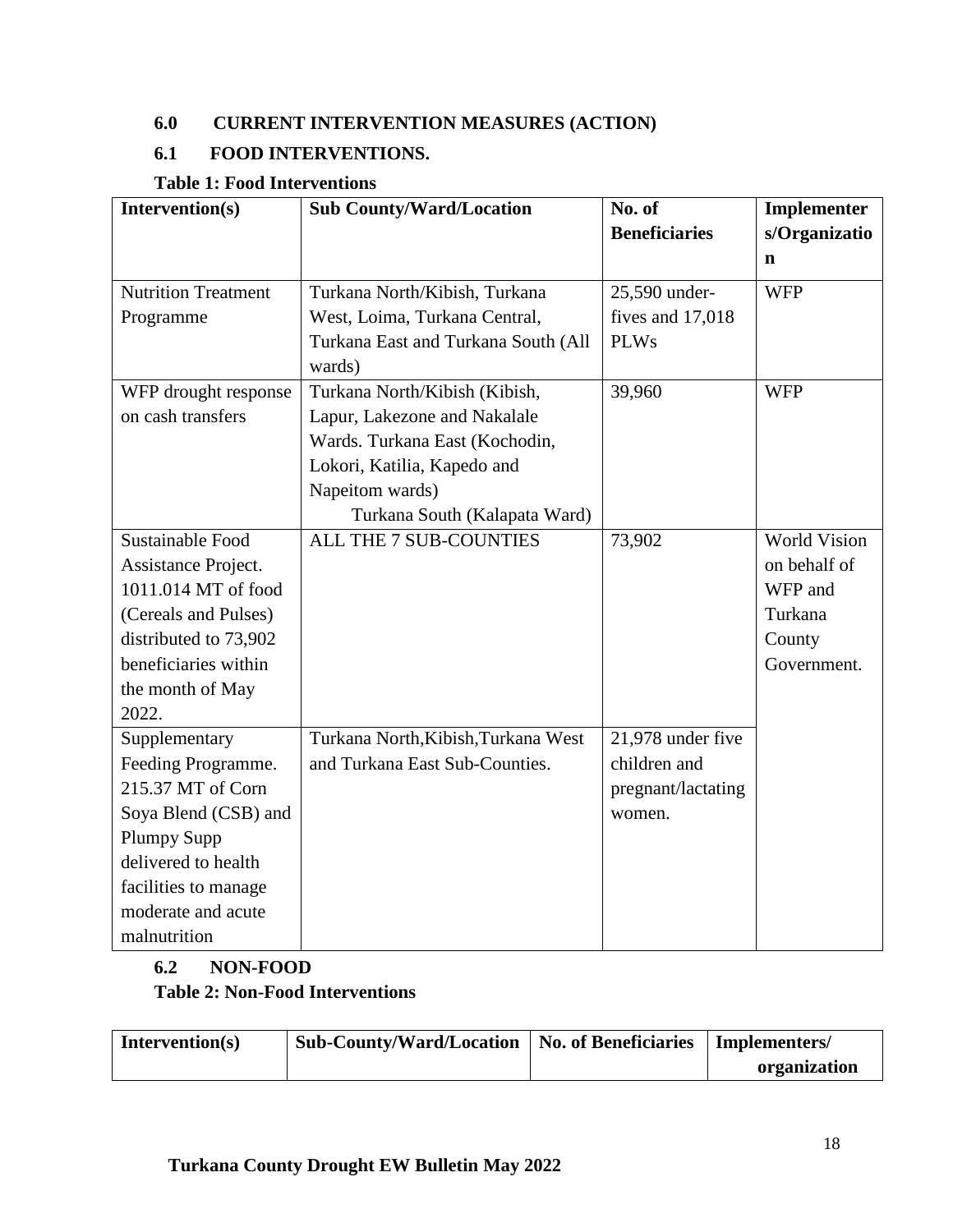## 6.0 CURRENT INTERVENTION MEASURES (ACTION)

### 6.1 FOOD INTERVENTIONS.

**Table 1: Food Interventions**

| Intervention(s) | Sub County/Ward/Location | No. of Beneficiaries | Implementers/Organization |
|---|---|---|---|
| Nutrition Treatment Programme | Turkana North/Kibish, Turkana West, Loima, Turkana Central, Turkana East and Turkana South (All wards) | 25,590 under-fives and 17,018 PLWs | WFP |
| WFP drought response on cash transfers | Turkana North/Kibish (Kibish, Lapur, Lakezone and Nakalale Wards. Turkana East (Kochodin, Lokori, Katilia, Kapedo and Napeitom wards) Turkana South (Kalapata Ward) | 39,960 | WFP |
| Sustainable Food Assistance Project. 1011.014 MT of food (Cereals and Pulses) distributed to 73,902 beneficiaries within the month of May 2022. | ALL THE 7 SUB-COUNTIES | 73,902 | World Vision on behalf of WFP and Turkana County Government. |
| Supplementary Feeding Programme. 215.37 MT of Corn Soya Blend (CSB) and Plumpy Supp delivered to health facilities to manage moderate and acute malnutrition | Turkana North,Kibish,Turkana West and Turkana East Sub-Counties. | 21,978 under five children and pregnant/lactating women. | |

### 6.2 NON-FOOD

**Table 2: Non-Food Interventions**

| Intervention(s) | Sub-County/Ward/Location | No. of Beneficiaries | Implementers/ organization |
|---|---|---|---|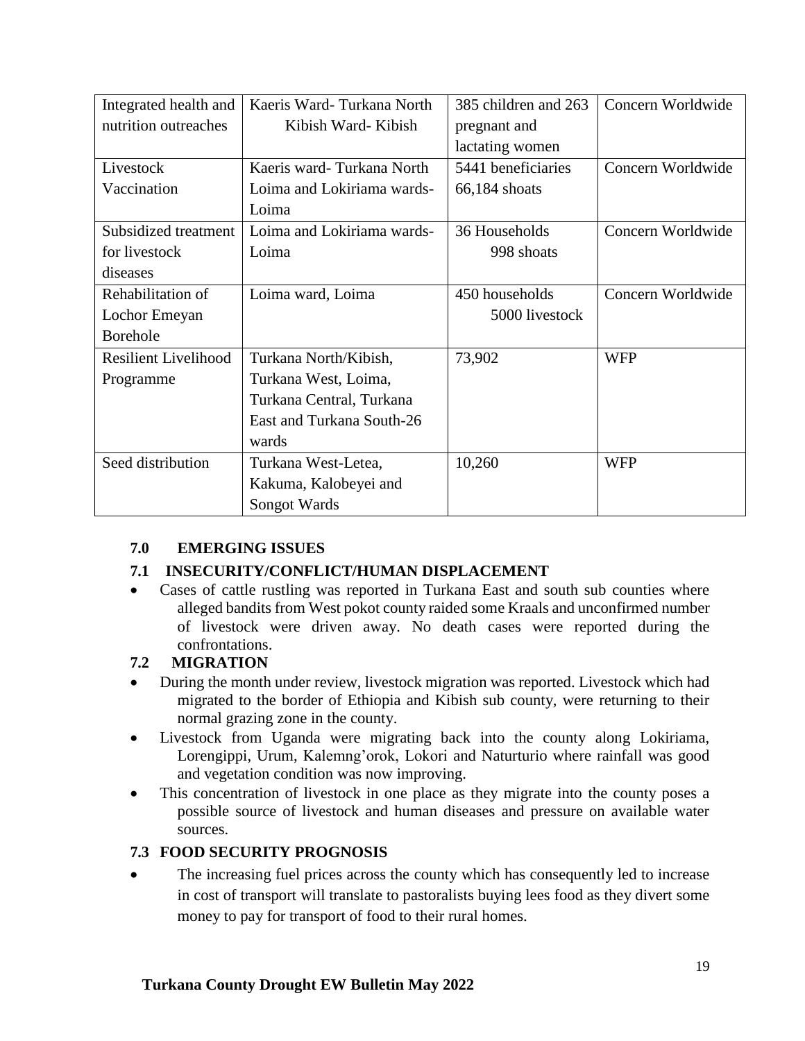| Integrated health and nutrition outreaches | Kaeris Ward- Turkana North Kibish Ward- Kibish | 385 children and 263 pregnant and lactating women | Concern Worldwide |
|---|---|---|---|
| Livestock Vaccination | Kaeris ward- Turkana North Loima and Lokiriama wards- Loima | 5441 beneficiaries 66,184 shoats | Concern Worldwide |
| Subsidized treatment for livestock diseases | Loima and Lokiriama wards- Loima | 36 Households 998 shoats | Concern Worldwide |
| Rehabilitation of Lochor Emeyan Borehole | Loima ward, Loima | 450 households 5000 livestock | Concern Worldwide |
| Resilient Livelihood Programme | Turkana North/Kibish, Turkana West, Loima, Turkana Central, Turkana East and Turkana South-26 wards | 73,902 | WFP |
| Seed distribution | Turkana West-Letea, Kakuma, Kalobeyei and Songot Wards | 10,260 | WFP |

## 7.0 EMERGING ISSUES

### 7.1 INSECURITY/CONFLICT/HUMAN DISPLACEMENT

- Cases of cattle rustling was reported in Turkana East and south sub counties where alleged bandits from West pokot county raided some Kraals and unconfirmed number of livestock were driven away. No death cases were reported during the confrontations.

### 7.2 MIGRATION

- During the month under review, livestock migration was reported. Livestock which had migrated to the border of Ethiopia and Kibish sub county, were returning to their normal grazing zone in the county.
- Livestock from Uganda were migrating back into the county along Lokiriama, Lorengippi, Urum, Kalemng'orok, Lokori and Naturturio where rainfall was good and vegetation condition was now improving.
- This concentration of livestock in one place as they migrate into the county poses a possible source of livestock and human diseases and pressure on available water sources.

### 7.3 FOOD SECURITY PROGNOSIS

- The increasing fuel prices across the county which has consequently led to increase in cost of transport will translate to pastoralists buying lees food as they divert some money to pay for transport of food to their rural homes.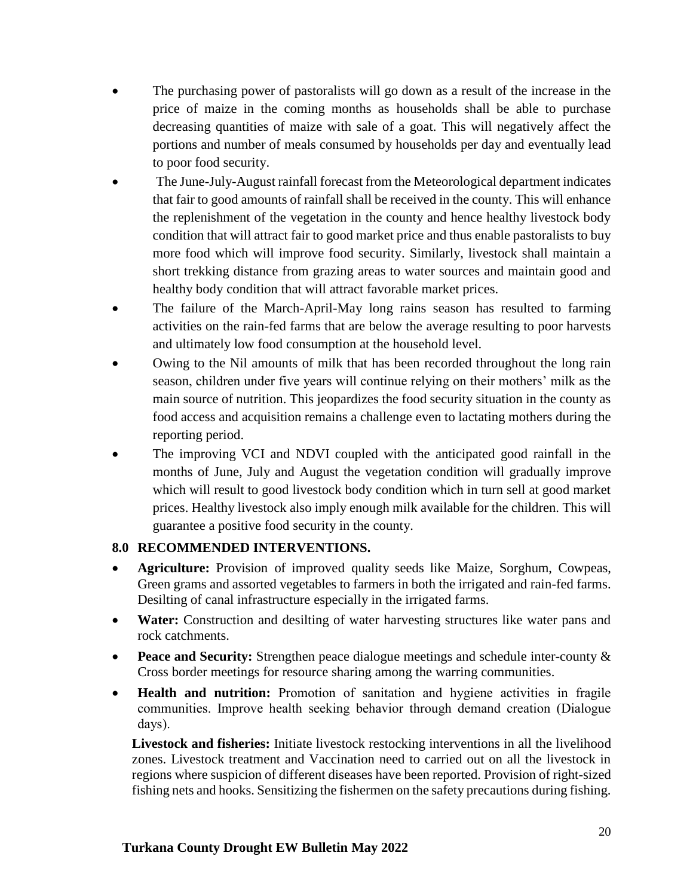- The purchasing power of pastoralists will go down as a result of the increase in the price of maize in the coming months as households shall be able to purchase decreasing quantities of maize with sale of a goat. This will negatively affect the portions and number of meals consumed by households per day and eventually lead to poor food security.
- The June-July-August rainfall forecast from the Meteorological department indicates that fair to good amounts of rainfall shall be received in the county. This will enhance the replenishment of the vegetation in the county and hence healthy livestock body condition that will attract fair to good market price and thus enable pastoralists to buy more food which will improve food security. Similarly, livestock shall maintain a short trekking distance from grazing areas to water sources and maintain good and healthy body condition that will attract favorable market prices.
- The failure of the March-April-May long rains season has resulted to farming activities on the rain-fed farms that are below the average resulting to poor harvests and ultimately low food consumption at the household level.
- Owing to the Nil amounts of milk that has been recorded throughout the long rain season, children under five years will continue relying on their mothers' milk as the main source of nutrition. This jeopardizes the food security situation in the county as food access and acquisition remains a challenge even to lactating mothers during the reporting period.
- The improving VCI and NDVI coupled with the anticipated good rainfall in the months of June, July and August the vegetation condition will gradually improve which will result to good livestock body condition which in turn sell at good market prices. Healthy livestock also imply enough milk available for the children. This will guarantee a positive food security in the county.

## 8.0 RECOMMENDED INTERVENTIONS.

- **Agriculture:** Provision of improved quality seeds like Maize, Sorghum, Cowpeas, Green grams and assorted vegetables to farmers in both the irrigated and rain-fed farms. Desilting of canal infrastructure especially in the irrigated farms.
- **Water:** Construction and desilting of water harvesting structures like water pans and rock catchments.
- **Peace and Security:** Strengthen peace dialogue meetings and schedule inter-county & Cross border meetings for resource sharing among the warring communities.
- **Health and nutrition:** Promotion of sanitation and hygiene activities in fragile communities. Improve health seeking behavior through demand creation (Dialogue days).

**Livestock and fisheries:** Initiate livestock restocking interventions in all the livelihood zones. Livestock treatment and Vaccination need to carried out on all the livestock in regions where suspicion of different diseases have been reported. Provision of right-sized fishing nets and hooks. Sensitizing the fishermen on the safety precautions during fishing.